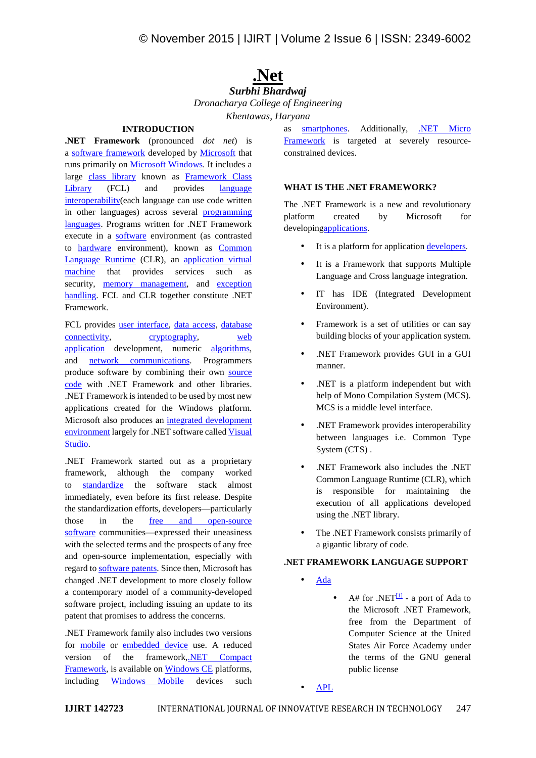# .Net

***Surbhi Bhardwaj***

*Dronacharya College of Engineering*

*Khentawas, Haryana*

## INTRODUCTION

**.NET Framework** (pronounced *dot net*) is a software framework developed by Microsoft that runs primarily on Microsoft Windows. It includes a large class library known as Framework Class Library (FCL) and provides language interoperability(each language can use code written in other languages) across several programming languages. Programs written for .NET Framework execute in a software environment (as contrasted to hardware environment), known as Common Language Runtime (CLR), an application virtual machine that provides services such as security, memory management, and exception handling. FCL and CLR together constitute .NET Framework.

FCL provides user interface, data access, database connectivity, cryptography, web application development, numeric algorithms, and network communications. Programmers produce software by combining their own source code with .NET Framework and other libraries. .NET Framework is intended to be used by most new applications created for the Windows platform. Microsoft also produces an integrated development environment largely for .NET software called Visual Studio.

.NET Framework started out as a proprietary framework, although the company worked to standardize the software stack almost immediately, even before its first release. Despite the standardization efforts, developers—particularly those in the free and open-source software communities—expressed their uneasiness with the selected terms and the prospects of any free and open-source implementation, especially with regard to software patents. Since then, Microsoft has changed .NET development to more closely follow a contemporary model of a community-developed software project, including issuing an update to its patent that promises to address the concerns.

.NET Framework family also includes two versions for mobile or embedded device use. A reduced version of the framework, .NET Compact Framework, is available on Windows CE platforms, including Windows Mobile devices such as smartphones. Additionally, .NET Micro Framework is targeted at severely resource-constrained devices.

## WHAT IS THE .NET FRAMEWORK?

The .NET Framework is a new and revolutionary platform created by Microsoft for developingapplications.

- It is a platform for application developers.
- It is a Framework that supports Multiple Language and Cross language integration.
- IT has IDE (Integrated Development Environment).
- Framework is a set of utilities or can say building blocks of your application system.
- .NET Framework provides GUI in a GUI manner.
- .NET is a platform independent but with help of Mono Compilation System (MCS). MCS is a middle level interface.
- .NET Framework provides interoperability between languages i.e. Common Type System (CTS) .
- .NET Framework also includes the .NET Common Language Runtime (CLR), which is responsible for maintaining the execution of all applications developed using the .NET library.
- The .NET Framework consists primarily of a gigantic library of code.

## .NET FRAMEWORK LANGUAGE SUPPORT

- Ada
    - A# for .NET[1] - a port of Ada to the Microsoft .NET Framework, free from the Department of Computer Science at the United States Air Force Academy under the terms of the GNU general public license
- APL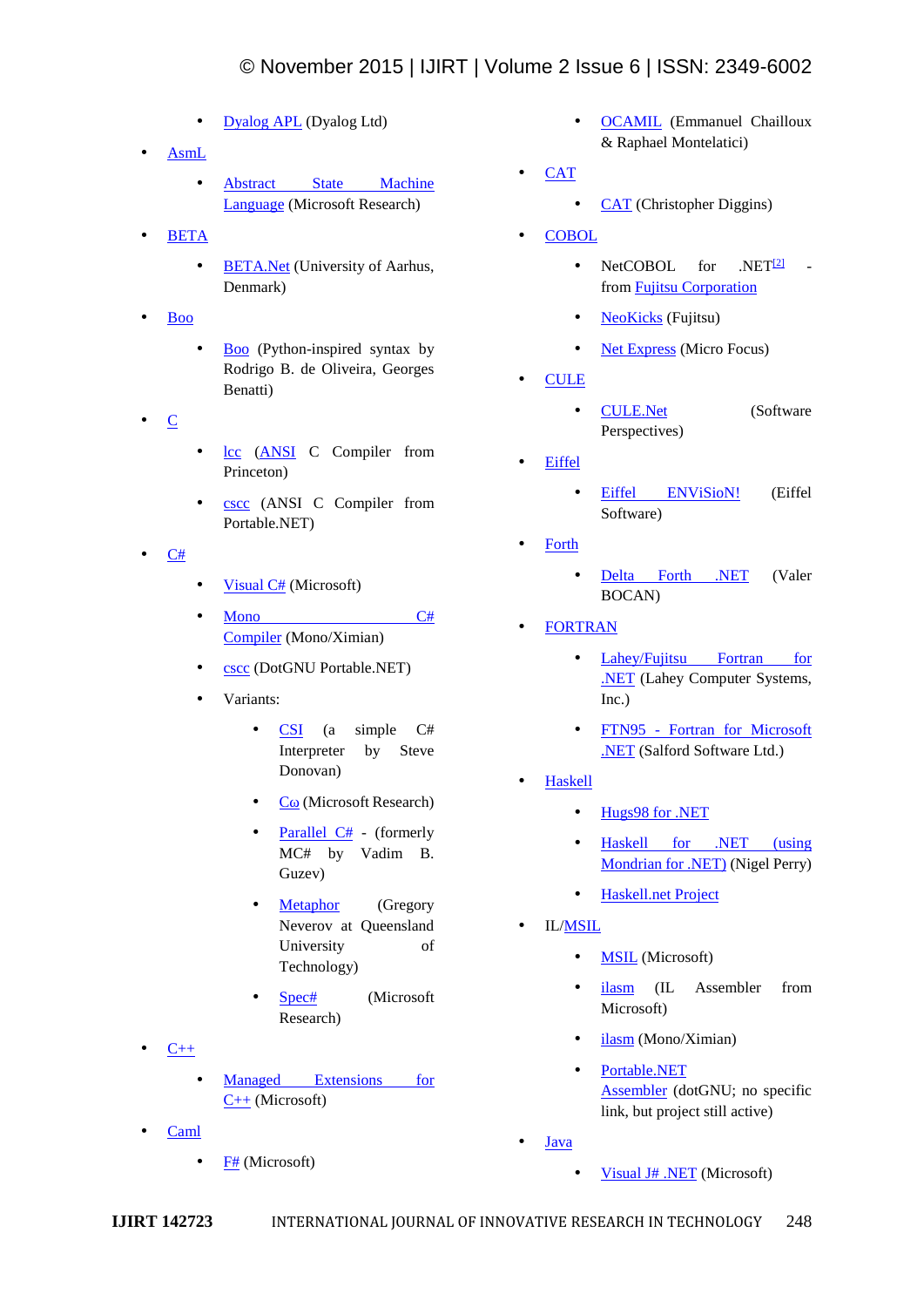- Dyalog APL (Dyalog Ltd)
- AsmL
    - Abstract State Machine Language (Microsoft Research)
- BETA
    - BETA.Net (University of Aarhus, Denmark)
- Boo
    - Boo (Python-inspired syntax by Rodrigo B. de Oliveira, Georges Benatti)
- C
    - lcc (ANSI C Compiler from Princeton)
    - cscc (ANSI C Compiler from Portable.NET)
- C#
    - Visual C# (Microsoft)
    - Mono C# Compiler (Mono/Ximian)
    - cscc (DotGNU Portable.NET)
    - Variants:
        - CSI (a simple C# Interpreter by Steve Donovan)
        - Cω (Microsoft Research)
        - Parallel C# - (formerly MC# by Vadim B. Guzev)
        - Metaphor (Gregory Neverov at Queensland University of Technology)
        - Spec# (Microsoft Research)
- C++
    - Managed Extensions for C++ (Microsoft)
- Caml
    - F# (Microsoft)
    - OCAMIL (Emmanuel Chailloux & Raphael Montelatici)
- CAT
    - CAT (Christopher Diggins)
- COBOL
    - NetCOBOL for .NET[2] - from Fujitsu Corporation
    - NeoKicks (Fujitsu)
    - Net Express (Micro Focus)
- CULE
    - CULE.Net (Software Perspectives)
- Eiffel
    - Eiffel ENViSioN! (Eiffel Software)
- Forth
    - Delta Forth .NET (Valer BOCAN)
- FORTRAN
    - Lahey/Fujitsu Fortran for .NET (Lahey Computer Systems, Inc.)
    - FTN95 - Fortran for Microsoft .NET (Salford Software Ltd.)
- Haskell
    - Hugs98 for .NET
    - Haskell for .NET (using Mondrian for .NET) (Nigel Perry)
    - Haskell.net Project
- IL/MSIL
    - MSIL (Microsoft)
    - ilasm (IL Assembler from Microsoft)
    - ilasm (Mono/Ximian)
    - Portable.NET Assembler (dotGNU; no specific link, but project still active)
- Java
    - Visual J# .NET (Microsoft)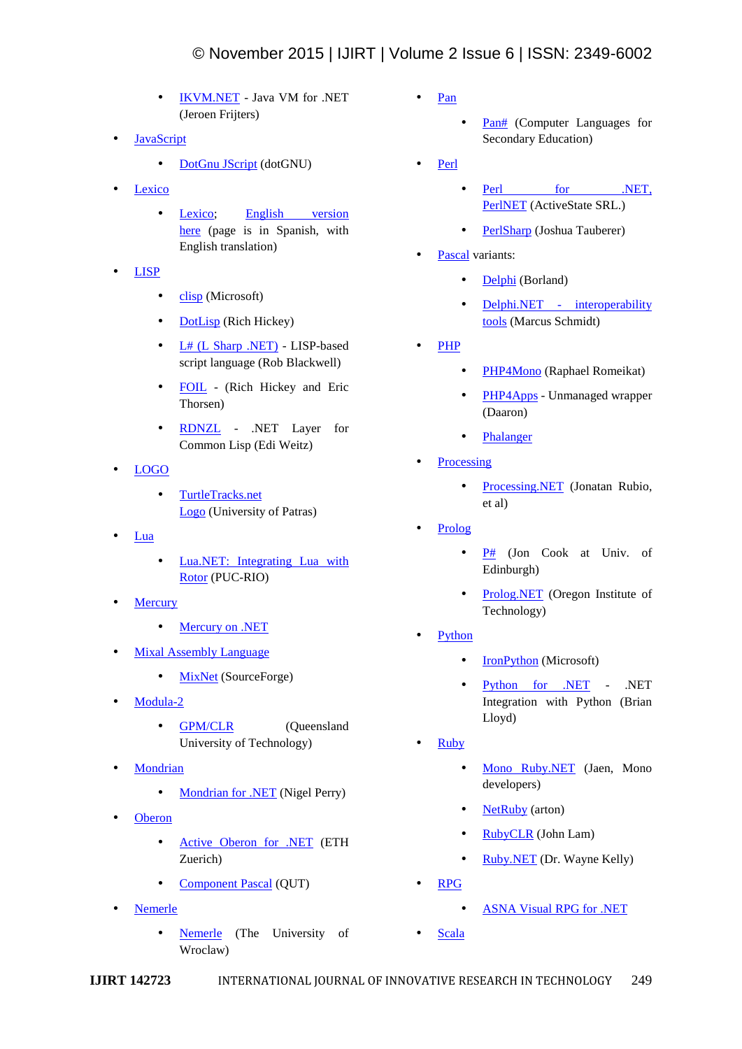- IKVM.NET - Java VM for .NET (Jeroen Frijters)
- JavaScript
    - DotGnu JScript (dotGNU)
- Lexico
    - Lexico; English version here (page is in Spanish, with English translation)
- LISP
    - clisp (Microsoft)
    - DotLisp (Rich Hickey)
    - L# (L Sharp .NET) - LISP-based script language (Rob Blackwell)
    - FOIL - (Rich Hickey and Eric Thorsen)
    - RDNZL - .NET Layer for Common Lisp (Edi Weitz)
- LOGO
    - TurtleTracks.net Logo (University of Patras)
- Lua
    - Lua.NET: Integrating Lua with Rotor (PUC-RIO)
- Mercury
    - Mercury on .NET
- Mixal Assembly Language
    - MixNet (SourceForge)
- Modula-2
    - GPM/CLR (Queensland University of Technology)
- Mondrian
    - Mondrian for .NET (Nigel Perry)
- Oberon
    - Active Oberon for .NET (ETH Zuerich)
    - Component Pascal (QUT)
- Nemerle
    - Nemerle (The University of Wroclaw)
- Pan
    - Pan# (Computer Languages for Secondary Education)
- Perl
    - Perl for .NET, PerlNET (ActiveState SRL.)
    - PerlSharp (Joshua Tauberer)
- Pascal variants:
    - Delphi (Borland)
    - Delphi.NET - interoperability tools (Marcus Schmidt)
- PHP
    - PHP4Mono (Raphael Romeikat)
    - PHP4Apps - Unmanaged wrapper (Daaron)
    - Phalanger
- Processing
    - Processing.NET (Jonatan Rubio, et al)
- Prolog
    - P# (Jon Cook at Univ. of Edinburgh)
    - Prolog.NET (Oregon Institute of Technology)
- Python
    - IronPython (Microsoft)
    - Python for .NET - .NET Integration with Python (Brian Lloyd)
- Ruby
    - Mono Ruby.NET (Jaen, Mono developers)
    - NetRuby (arton)
    - RubyCLR (John Lam)
    - Ruby.NET (Dr. Wayne Kelly)
- RPG
    - ASNA Visual RPG for .NET
- Scala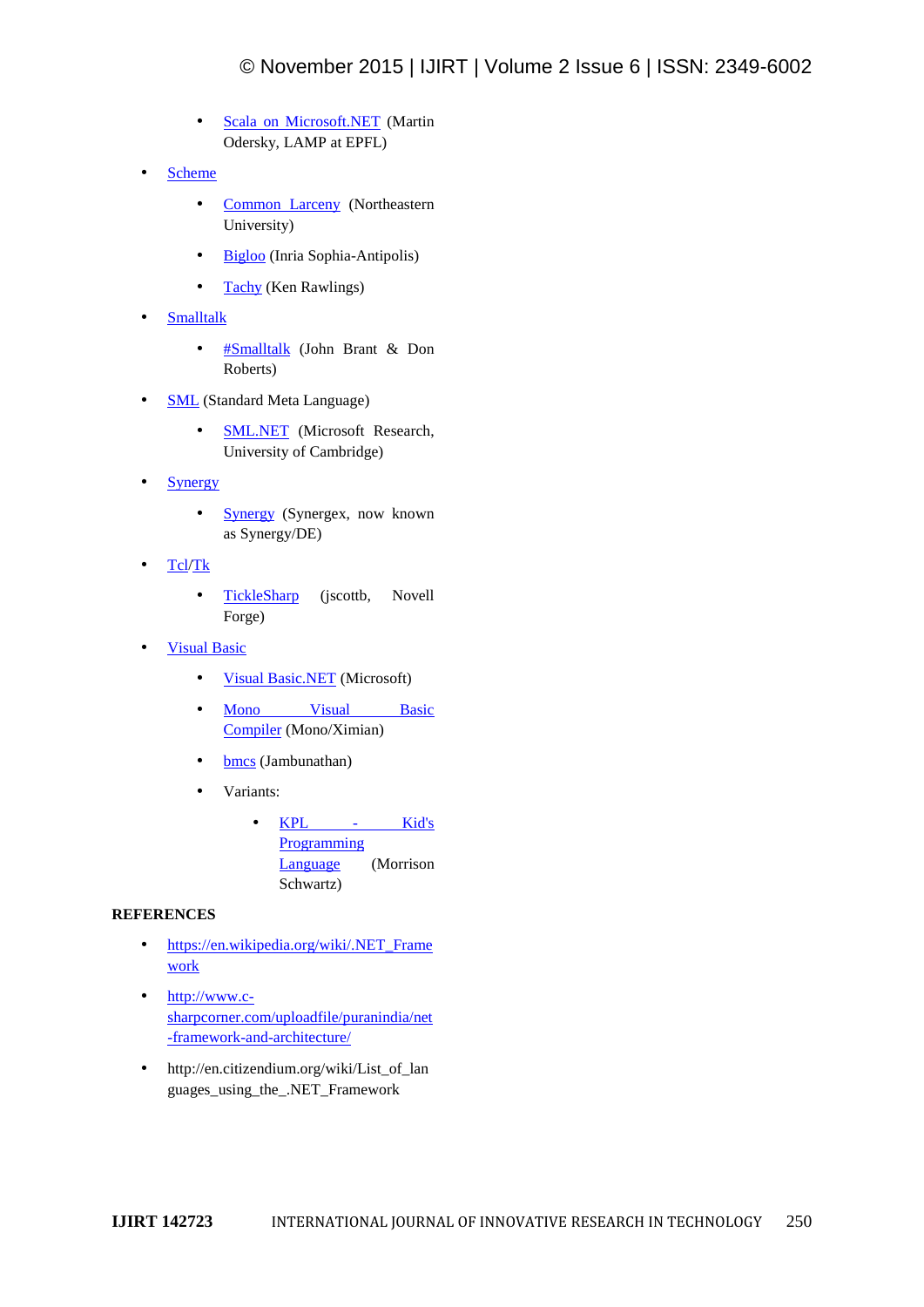- Scala on Microsoft.NET (Martin Odersky, LAMP at EPFL)
- Scheme
    - Common Larceny (Northeastern University)
    - Bigloo (Inria Sophia-Antipolis)
    - Tachy (Ken Rawlings)
- Smalltalk
    - #Smalltalk (John Brant & Don Roberts)
- SML (Standard Meta Language)
    - SML.NET (Microsoft Research, University of Cambridge)
- Synergy
    - Synergy (Synergex, now known as Synergy/DE)
- Tcl/Tk
    - TickleSharp (jscottb, Novell Forge)
- Visual Basic
    - Visual Basic.NET (Microsoft)
    - Mono Visual Basic Compiler (Mono/Ximian)
    - bmcs (Jambunathan)
    - Variants:
        - KPL - Kid's Programming Language (Morrison Schwartz)

**REFERENCES**

- https://en.wikipedia.org/wiki/.NET_Framework
- http://www.c-sharpcorner.com/uploadfile/puranindia/net-framework-and-architecture/
- http://en.citizendium.org/wiki/List_of_languages_using_the_.NET_Framework